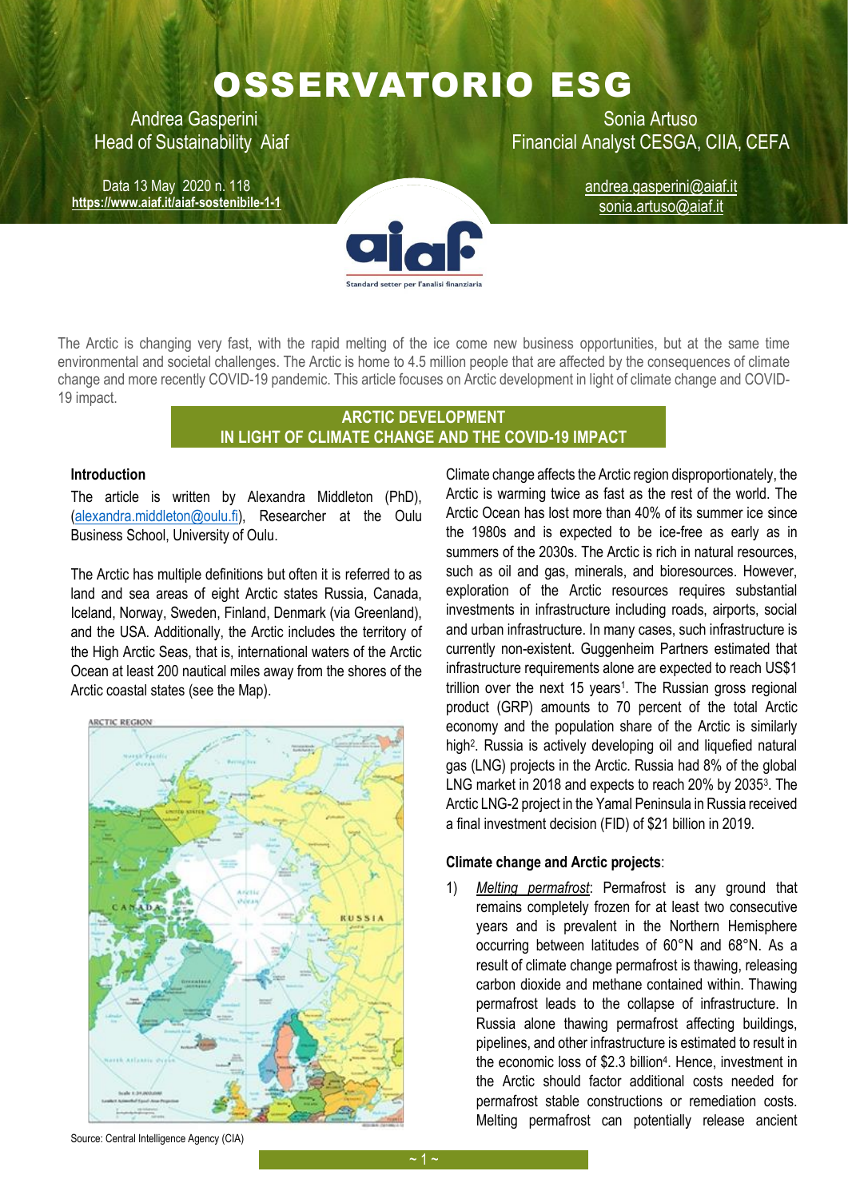# OSSERVATORIO ESG

Andrea Gasperini
Head of Sustainability Aiaf

Sonia Artuso
Financial Analyst CESGA, CIIA, CEFA

Data 13 May 2020 n. 118
**https://www.aiaf.it/aiaf-sostenibile-1-1**

andrea.gasperini@aiaf.it
sonia.artuso@aiaf.it

The Arctic is changing very fast, with the rapid melting of the ice come new business opportunities, but at the same time environmental and societal challenges. The Arctic is home to 4.5 million people that are affected by the consequences of climate change and more recently COVID-19 pandemic. This article focuses on Arctic development in light of climate change and COVID-19 impact.

## ARCTIC DEVELOPMENT IN LIGHT OF CLIMATE CHANGE AND THE COVID-19 IMPACT

### Introduction

The article is written by Alexandra Middleton (PhD), (alexandra.middleton@oulu.fi), Researcher at the Oulu Business School, University of Oulu.

The Arctic has multiple definitions but often it is referred to as land and sea areas of eight Arctic states Russia, Canada, Iceland, Norway, Sweden, Finland, Denmark (via Greenland), and the USA. Additionally, the Arctic includes the territory of the High Arctic Seas, that is, international waters of the Arctic Ocean at least 200 nautical miles away from the shores of the Arctic coastal states (see the Map).

ARCTIC REGION

Source: Central Intelligence Agency (CIA)

Climate change affects the Arctic region disproportionately, the Arctic is warming twice as fast as the rest of the world. The Arctic Ocean has lost more than 40% of its summer ice since the 1980s and is expected to be ice-free as early as in summers of the 2030s. The Arctic is rich in natural resources, such as oil and gas, minerals, and bioresources. However, exploration of the Arctic resources requires substantial investments in infrastructure including roads, airports, social and urban infrastructure. In many cases, such infrastructure is currently non-existent. Guggenheim Partners estimated that infrastructure requirements alone are expected to reach US$1 trillion over the next 15 years[1]. The Russian gross regional product (GRP) amounts to 70 percent of the total Arctic economy and the population share of the Arctic is similarly high[2]. Russia is actively developing oil and liquefied natural gas (LNG) projects in the Arctic. Russia had 8% of the global LNG market in 2018 and expects to reach 20% by 2035[3]. The Arctic LNG-2 project in the Yamal Peninsula in Russia received a final investment decision (FID) of $21 billion in 2019.

### Climate change and Arctic projects:

1) *Melting permafrost*: Permafrost is any ground that remains completely frozen for at least two consecutive years and is prevalent in the Northern Hemisphere occurring between latitudes of 60°N and 68°N. As a result of climate change permafrost is thawing, releasing carbon dioxide and methane contained within. Thawing permafrost leads to the collapse of infrastructure. In Russia alone thawing permafrost affecting buildings, pipelines, and other infrastructure is estimated to result in the economic loss of $2.3 billion[4]. Hence, investment in the Arctic should factor additional costs needed for permafrost stable constructions or remediation costs. Melting permafrost can potentially release ancient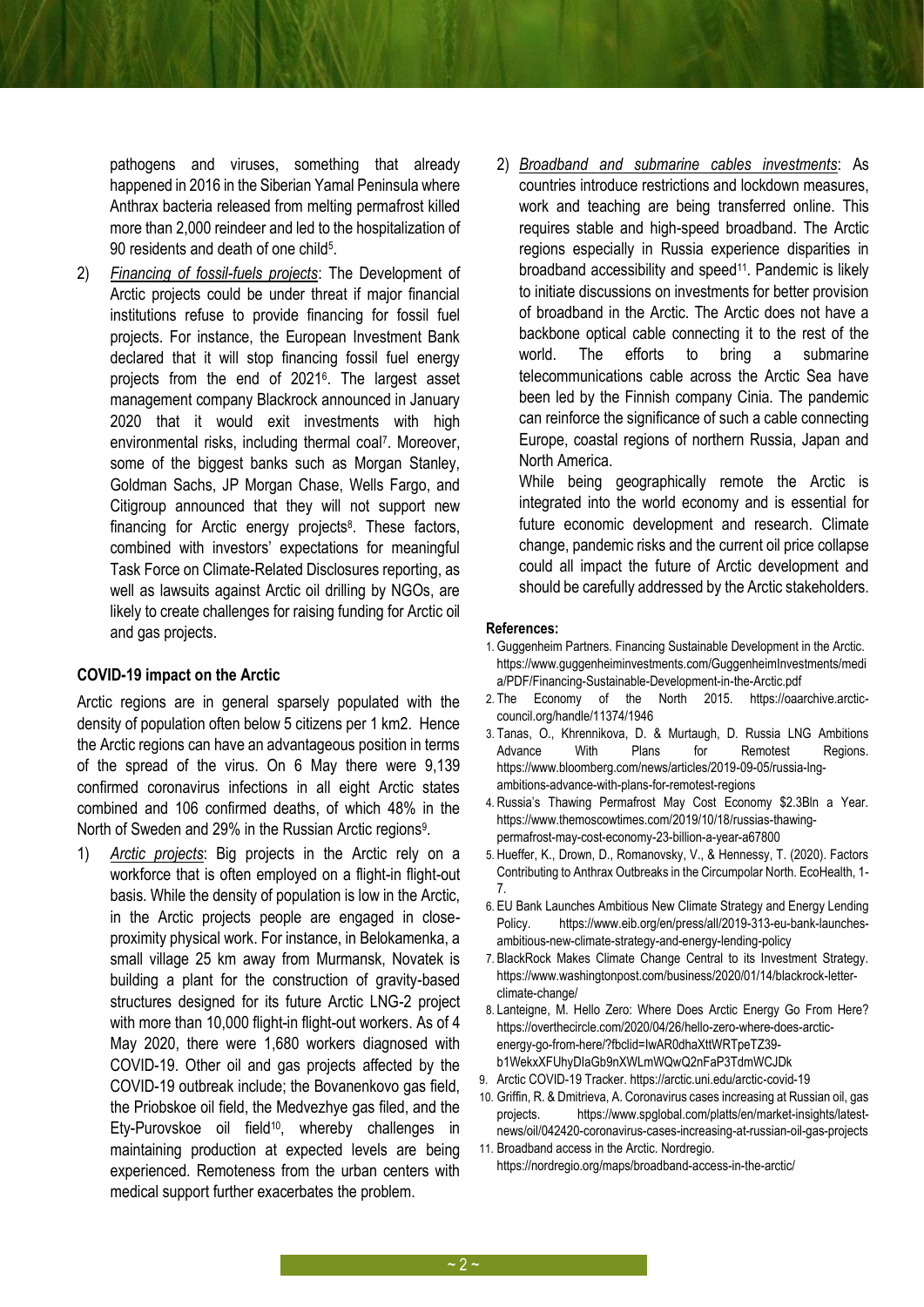pathogens and viruses, something that already happened in 2016 in the Siberian Yamal Peninsula where Anthrax bacteria released from melting permafrost killed more than 2,000 reindeer and led to the hospitalization of 90 residents and death of one child[5].

2) *Financing of fossil-fuels projects*: The Development of Arctic projects could be under threat if major financial institutions refuse to provide financing for fossil fuel projects. For instance, the European Investment Bank declared that it will stop financing fossil fuel energy projects from the end of 2021[6]. The largest asset management company Blackrock announced in January 2020 that it would exit investments with high environmental risks, including thermal coal[7]. Moreover, some of the biggest banks such as Morgan Stanley, Goldman Sachs, JP Morgan Chase, Wells Fargo, and Citigroup announced that they will not support new financing for Arctic energy projects[8]. These factors, combined with investors' expectations for meaningful Task Force on Climate-Related Disclosures reporting, as well as lawsuits against Arctic oil drilling by NGOs, are likely to create challenges for raising funding for Arctic oil and gas projects.

### COVID-19 impact on the Arctic

Arctic regions are in general sparsely populated with the density of population often below 5 citizens per 1 km2. Hence the Arctic regions can have an advantageous position in terms of the spread of the virus. On 6 May there were 9,139 confirmed coronavirus infections in all eight Arctic states combined and 106 confirmed deaths, of which 48% in the North of Sweden and 29% in the Russian Arctic regions[9].

1) *Arctic projects*: Big projects in the Arctic rely on a workforce that is often employed on a flight-in flight-out basis. While the density of population is low in the Arctic, in the Arctic projects people are engaged in close-proximity physical work. For instance, in Belokamenka, a small village 25 km away from Murmansk, Novatek is building a plant for the construction of gravity-based structures designed for its future Arctic LNG-2 project with more than 10,000 flight-in flight-out workers. As of 4 May 2020, there were 1,680 workers diagnosed with COVID-19. Other oil and gas projects affected by the COVID-19 outbreak include; the Bovanenkovo gas field, the Priobskoe oil field, the Medvezhye gas filed, and the Ety-Purovskoe oil field[10], whereby challenges in maintaining production at expected levels are being experienced. Remoteness from the urban centers with medical support further exacerbates the problem.

2) *Broadband and submarine cables investments*: As countries introduce restrictions and lockdown measures, work and teaching are being transferred online. This requires stable and high-speed broadband. The Arctic regions especially in Russia experience disparities in broadband accessibility and speed[11]. Pandemic is likely to initiate discussions on investments for better provision of broadband in the Arctic. The Arctic does not have a backbone optical cable connecting it to the rest of the world. The efforts to bring a submarine telecommunications cable across the Arctic Sea have been led by the Finnish company Cinia. The pandemic can reinforce the significance of such a cable connecting Europe, coastal regions of northern Russia, Japan and North America.

While being geographically remote the Arctic is integrated into the world economy and is essential for future economic development and research. Climate change, pandemic risks and the current oil price collapse could all impact the future of Arctic development and should be carefully addressed by the Arctic stakeholders.

**References:**

1. Guggenheim Partners. Financing Sustainable Development in the Arctic. https://www.guggenheiminvestments.com/GuggenheimInvestments/media/PDF/Financing-Sustainable-Development-in-the-Arctic.pdf
2. The Economy of the North 2015. https://oaarchive.arctic-council.org/handle/11374/1946
3. Tanas, O., Khrennikova, D. & Murtaugh, D. Russia LNG Ambitions Advance With Plans for Remotest Regions. https://www.bloomberg.com/news/articles/2019-09-05/russia-lng-ambitions-advance-with-plans-for-remotest-regions
4. Russia's Thawing Permafrost May Cost Economy $2.3Bln a Year. https://www.themoscowtimes.com/2019/10/18/russias-thawing-permafrost-may-cost-economy-23-billion-a-year-a67800
5. Hueffer, K., Drown, D., Romanovsky, V., & Hennessy, T. (2020). Factors Contributing to Anthrax Outbreaks in the Circumpolar North. EcoHealth, 1-7.
6. EU Bank Launches Ambitious New Climate Strategy and Energy Lending Policy. https://www.eib.org/en/press/all/2019-313-eu-bank-launches-ambitious-new-climate-strategy-and-energy-lending-policy
7. BlackRock Makes Climate Change Central to its Investment Strategy. https://www.washingtonpost.com/business/2020/01/14/blackrock-letter-climate-change/
8. Lanteigne, M. Hello Zero: Where Does Arctic Energy Go From Here? https://overthecircle.com/2020/04/26/hello-zero-where-does-arctic-energy-go-from-here/?fbclid=IwAR0dhaXttWRTpeTZ39-b1WekxXFUhyDIaGb9nXWLmWQwQ2nFaP3TdmWCJDk
9. Arctic COVID-19 Tracker. https://arctic.uni.edu/arctic-covid-19
10. Griffin, R. & Dmitrieva, A. Coronavirus cases increasing at Russian oil, gas projects. https://www.spglobal.com/platts/en/market-insights/latest-news/oil/042420-coronavirus-cases-increasing-at-russian-oil-gas-projects
11. Broadband access in the Arctic. Nordregio. https://nordregio.org/maps/broadband-access-in-the-arctic/